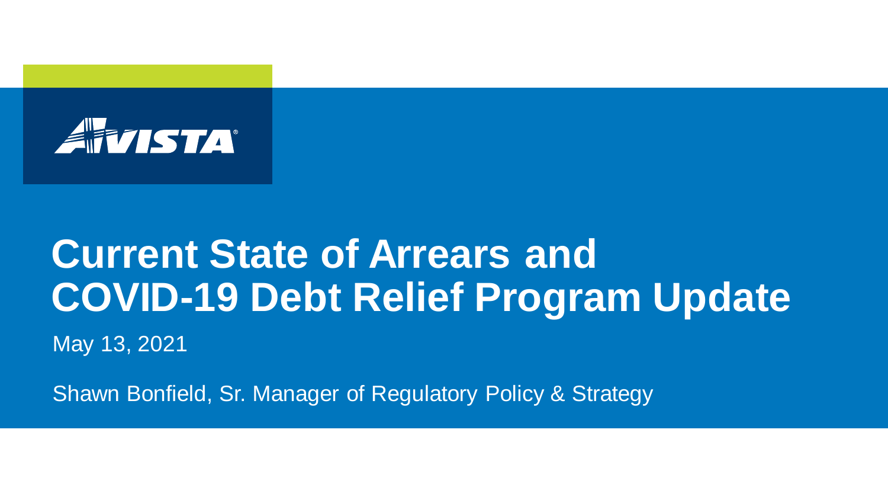AVISTA

# Current State of Arrears and COVID-19 Debt Relief Program Update

May 13, 2021

Shawn Bonfield, Sr. Manager of Regulatory Policy & Strategy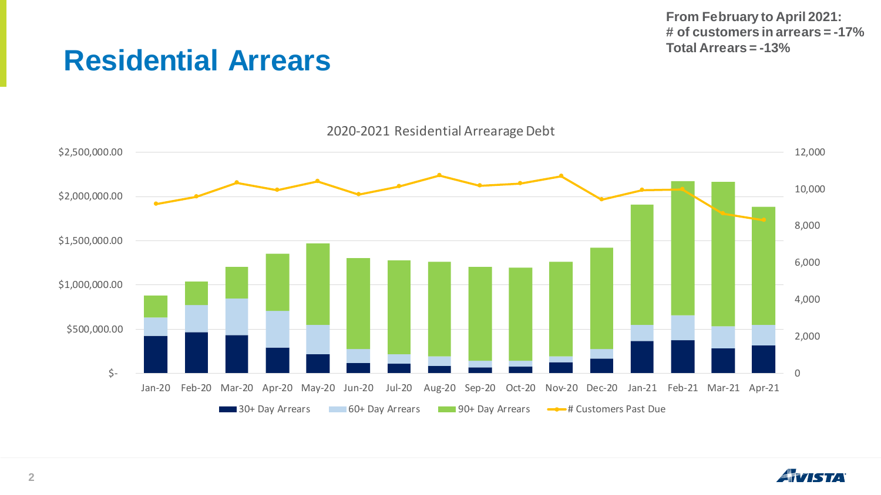# Residential Arrears

**From February to April 2021:**
**# of customers in arrears = -17%**
**Total Arrears = -13%**

2020-2021 Residential Arrearage Debt

$2,500,000.00
$2,000,000.00
$1,500,000.00
$1,000,000.00
$500,000.00
$-

12,000
10,000
8,000
6,000
4,000
2,000
0

Jan-20 Feb-20 Mar-20 Apr-20 May-20 Jun-20 Jul-20 Aug-20 Sep-20 Oct-20 Nov-20 Dec-20 Jan-21 Feb-21 Mar-21 Apr-21

30+ Day Arrears
60+ Day Arrears
90+ Day Arrears
# Customers Past Due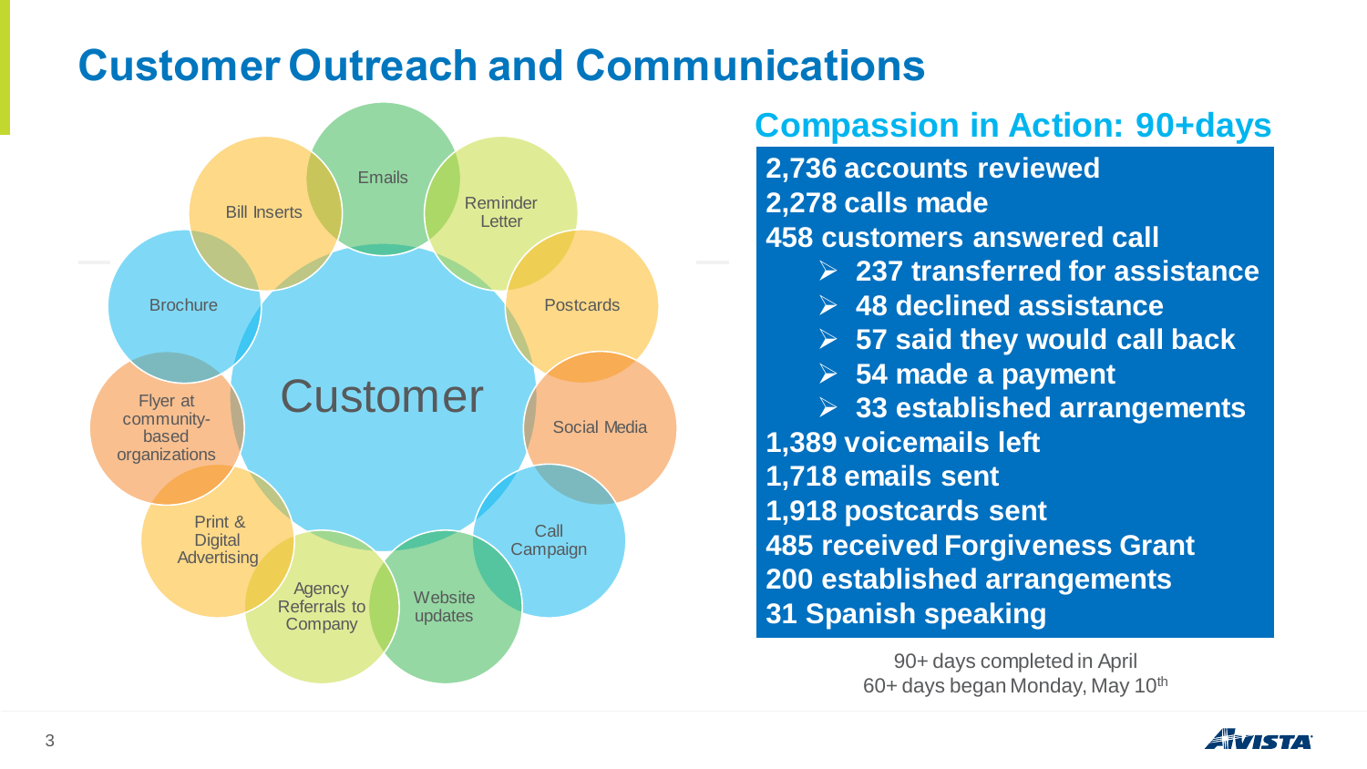# Customer Outreach and Communications

Customer

Emails

Reminder Letter

Postcards

Social Media

Call Campaign

Website updates

Agency Referrals to Company

Print & Digital Advertising

Flyer at community-based organizations

Brochure

Bill Inserts

## Compassion in Action: 90+days

**2,736 accounts reviewed**
**2,278 calls made**
**458 customers answered call**

- **237 transferred for assistance**
- **48 declined assistance**
- **57 said they would call back**
- **54 made a payment**
- **33 established arrangements**

**1,389 voicemails left**
**1,718 emails sent**
**1,918 postcards sent**
**485 received Forgiveness Grant**
**200 established arrangements**
**31 Spanish speaking**

90+ days completed in April
60+ days began Monday, May 10th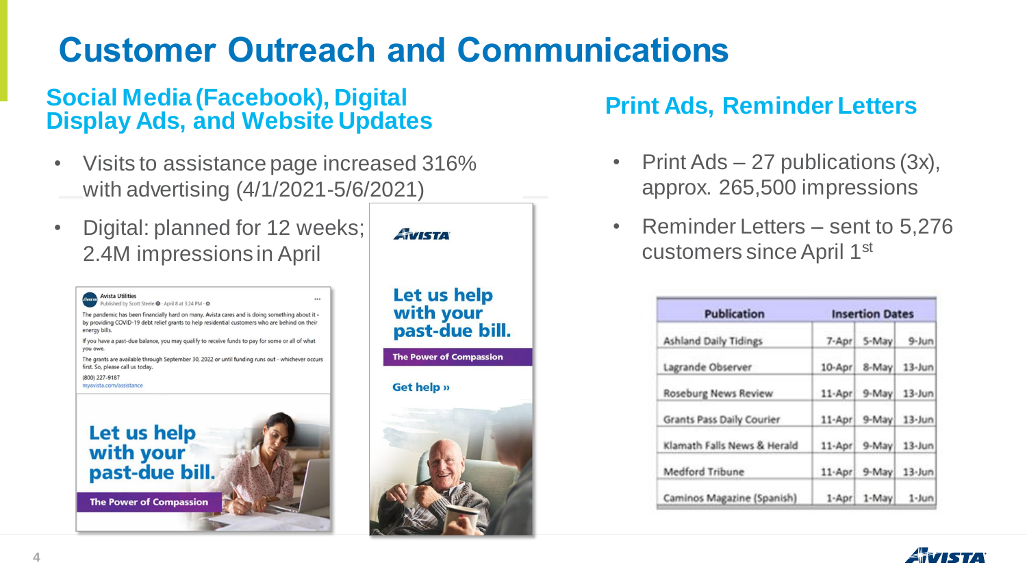# Customer Outreach and Communications

## Social Media (Facebook), Digital Display Ads, and Website Updates

- Visits to assistance page increased 316% with advertising (4/1/2021-5/6/2021)
- Digital: planned for 12 weeks; 2.4M impressions in April

Avista Utilities
Published by Scott Steele · April 8 at 3:24 PM ·

The pandemic has been financially hard on many. Avista cares and is doing something about it - by providing COVID-19 debt relief grants to help residential customers who are behind on their energy bills.

If you have a past-due balance, you may qualify to receive funds to pay for some or all of what you owe.

The grants are available through September 30, 2022 or until funding runs out - whichever occurs first. So, please call us today.

(800) 227-9187
myavista.com/assistance

Let us help with your past-due bill.

The Power of Compassion

AVISTA

Let us help with your past-due bill.

The Power of Compassion

Get help »

## Print Ads, Reminder Letters

- Print Ads – 27 publications (3x), approx. 265,500 impressions
- Reminder Letters – sent to 5,276 customers since April 1st

| Publication | Insertion Dates | | |
|---|---|---|---|
| Ashland Daily Tidings | 7-Apr | 5-May | 9-Jun |
| Lagrande Observer | 10-Apr | 8-May | 13-Jun |
| Roseburg News Review | 11-Apr | 9-May | 13-Jun |
| Grants Pass Daily Courier | 11-Apr | 9-May | 13-Jun |
| Klamath Falls News & Herald | 11-Apr | 9-May | 13-Jun |
| Medford Tribune | 11-Apr | 9-May | 13-Jun |
| Caminos Magazine (Spanish) | 1-Apr | 1-May | 1-Jun |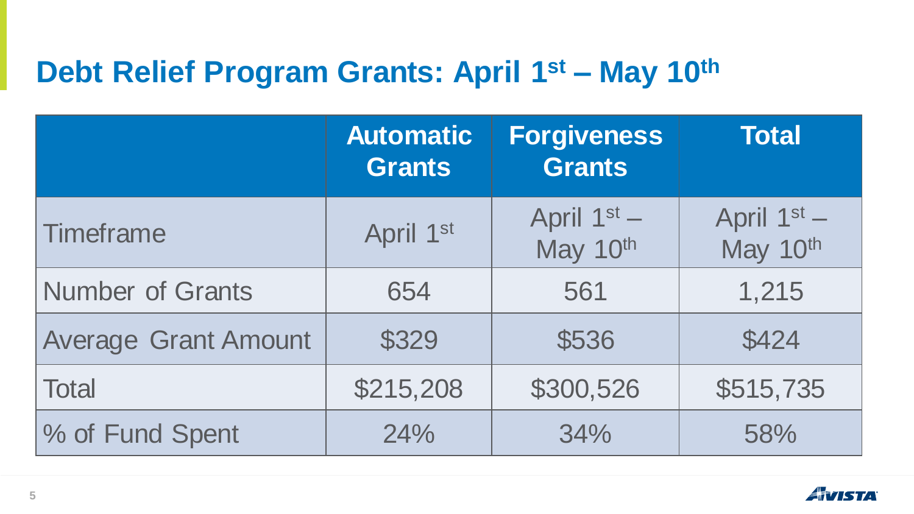## Debt Relief Program Grants: April 1st – May 10th

| | Automatic Grants | Forgiveness Grants | Total |
|---|---|---|---|
| Timeframe | April 1st | April 1st – May 10th | April 1st – May 10th |
| Number of Grants | 654 | 561 | 1,215 |
| Average Grant Amount | $329 | $536 | $424 |
| Total | $215,208 | $300,526 | $515,735 |
| % of Fund Spent | 24% | 34% | 58% |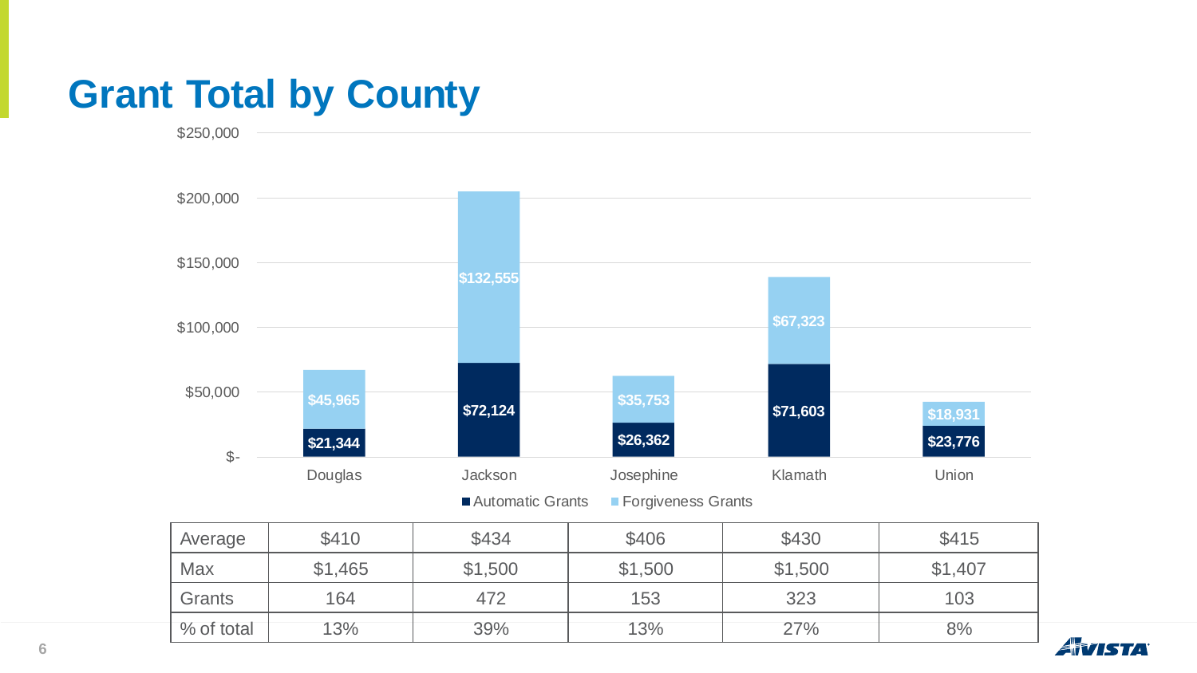# Grant Total by County

$250,000
$200,000
$150,000
$100,000
$50,000
$-

Douglas: $21,344 / $45,965
Jackson: $72,124 / $132,555
Josephine: $26,362 / $35,753
Klamath: $71,603 / $67,323
Union: $23,776 / $18,931

Douglas
Jackson
Josephine
Klamath
Union

■ Automatic Grants ■ Forgiveness Grants

| | | | | | |
|---|---|---|---|---|---|
| Average | $410 | $434 | $406 | $430 | $415 |
| Max | $1,465 | $1,500 | $1,500 | $1,500 | $1,407 |
| Grants | 164 | 472 | 153 | 323 | 103 |
| % of total | 13% | 39% | 13% | 27% | 8% |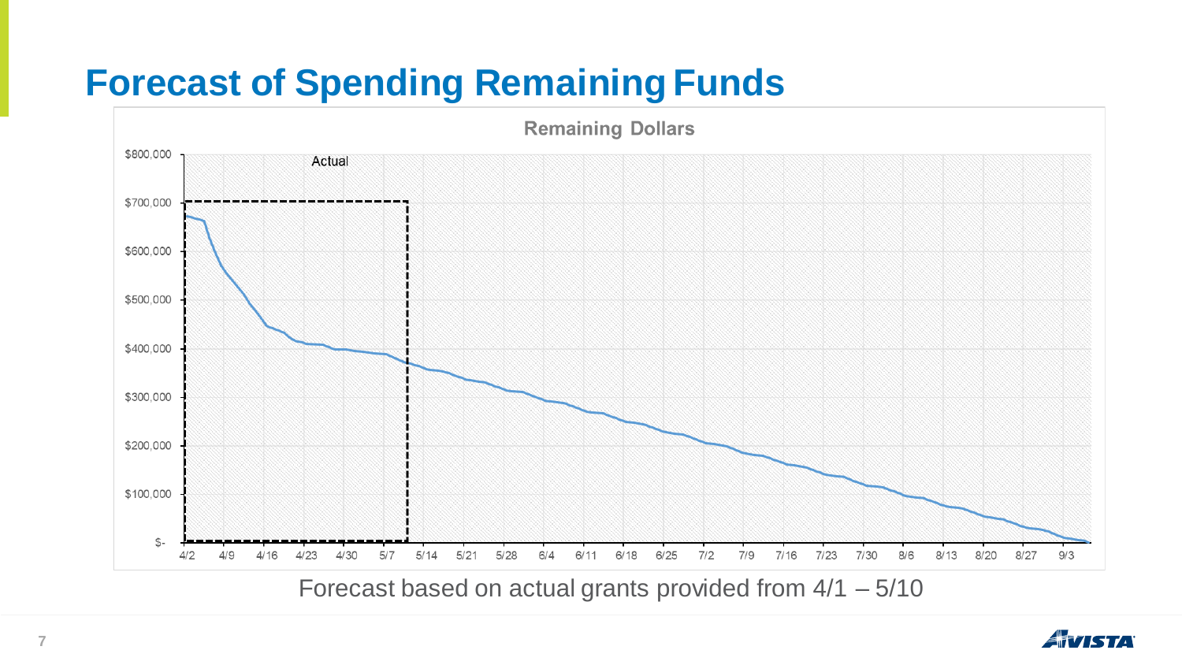# Forecast of Spending Remaining Funds

Remaining Dollars

$800,000
$700,000
$600,000
$500,000
$400,000
$300,000
$200,000
$100,000
$-

Actual

4/2 4/9 4/16 4/23 4/30 5/7 5/14 5/21 5/28 6/4 6/11 6/18 6/25 7/2 7/9 7/16 7/23 7/30 8/6 8/13 8/20 8/27 9/3

Forecast based on actual grants provided from 4/1 – 5/10